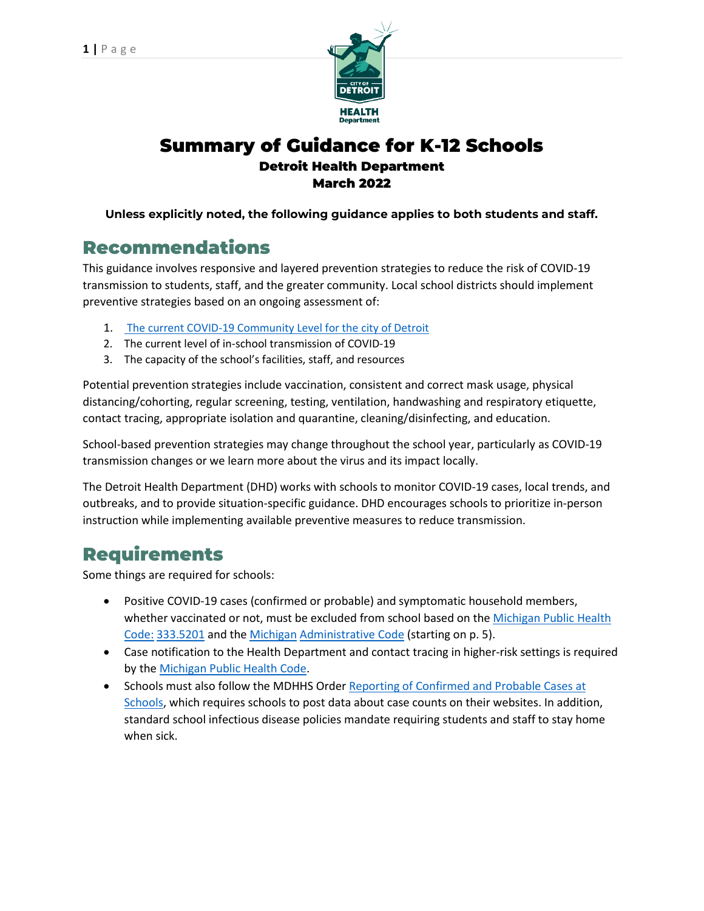# Summary of Guidance for K-12 Schools

**Detroit Health Department**
**March 2022**

**Unless explicitly noted, the following guidance applies to both students and staff.**

## Recommendations

This guidance involves responsive and layered prevention strategies to reduce the risk of COVID-19 transmission to students, staff, and the greater community. Local school districts should implement preventive strategies based on an ongoing assessment of:

1. The current COVID-19 Community Level for the city of Detroit
2. The current level of in-school transmission of COVID-19
3. The capacity of the school's facilities, staff, and resources

Potential prevention strategies include vaccination, consistent and correct mask usage, physical distancing/cohorting, regular screening, testing, ventilation, handwashing and respiratory etiquette, contact tracing, appropriate isolation and quarantine, cleaning/disinfecting, and education.

School-based prevention strategies may change throughout the school year, particularly as COVID-19 transmission changes or we learn more about the virus and its impact locally.

The Detroit Health Department (DHD) works with schools to monitor COVID-19 cases, local trends, and outbreaks, and to provide situation-specific guidance. DHD encourages schools to prioritize in-person instruction while implementing available preventive measures to reduce transmission.

## Requirements

Some things are required for schools:

- Positive COVID-19 cases (confirmed or probable) and symptomatic household members, whether vaccinated or not, must be excluded from school based on the Michigan Public Health Code: 333.5201 and the Michigan Administrative Code (starting on p. 5).
- Case notification to the Health Department and contact tracing in higher-risk settings is required by the Michigan Public Health Code.
- Schools must also follow the MDHHS Order Reporting of Confirmed and Probable Cases at Schools, which requires schools to post data about case counts on their websites. In addition, standard school infectious disease policies mandate requiring students and staff to stay home when sick.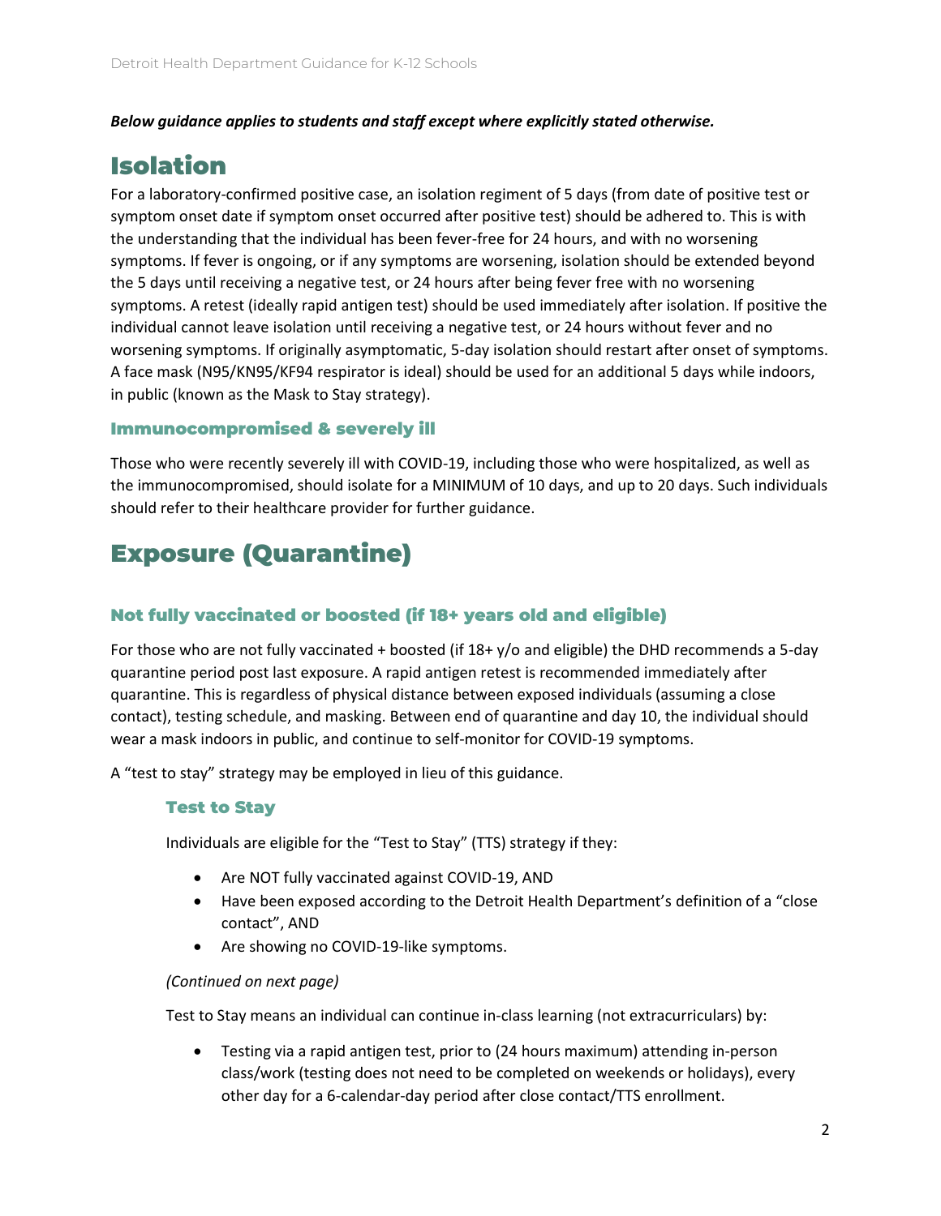***Below guidance applies to students and staff except where explicitly stated otherwise.***

# Isolation

For a laboratory-confirmed positive case, an isolation regiment of 5 days (from date of positive test or symptom onset date if symptom onset occurred after positive test) should be adhered to. This is with the understanding that the individual has been fever-free for 24 hours, and with no worsening symptoms. If fever is ongoing, or if any symptoms are worsening, isolation should be extended beyond the 5 days until receiving a negative test, or 24 hours after being fever free with no worsening symptoms. A retest (ideally rapid antigen test) should be used immediately after isolation. If positive the individual cannot leave isolation until receiving a negative test, or 24 hours without fever and no worsening symptoms. If originally asymptomatic, 5-day isolation should restart after onset of symptoms. A face mask (N95/KN95/KF94 respirator is ideal) should be used for an additional 5 days while indoors, in public (known as the Mask to Stay strategy).

## Immunocompromised & severely ill

Those who were recently severely ill with COVID-19, including those who were hospitalized, as well as the immunocompromised, should isolate for a MINIMUM of 10 days, and up to 20 days. Such individuals should refer to their healthcare provider for further guidance.

# Exposure (Quarantine)

## Not fully vaccinated or boosted (if 18+ years old and eligible)

For those who are not fully vaccinated + boosted (if 18+ y/o and eligible) the DHD recommends a 5-day quarantine period post last exposure. A rapid antigen retest is recommended immediately after quarantine. This is regardless of physical distance between exposed individuals (assuming a close contact), testing schedule, and masking. Between end of quarantine and day 10, the individual should wear a mask indoors in public, and continue to self-monitor for COVID-19 symptoms.

A "test to stay" strategy may be employed in lieu of this guidance.

### Test to Stay

Individuals are eligible for the "Test to Stay" (TTS) strategy if they:

- Are NOT fully vaccinated against COVID-19, AND
- Have been exposed according to the Detroit Health Department's definition of a "close contact", AND
- Are showing no COVID-19-like symptoms.

*(Continued on next page)*

Test to Stay means an individual can continue in-class learning (not extracurriculars) by:

- Testing via a rapid antigen test, prior to (24 hours maximum) attending in-person class/work (testing does not need to be completed on weekends or holidays), every other day for a 6-calendar-day period after close contact/TTS enrollment.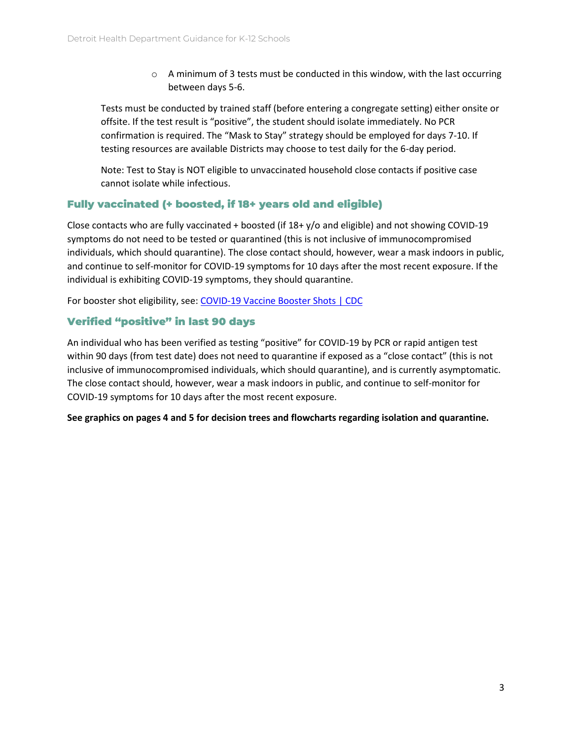- A minimum of 3 tests must be conducted in this window, with the last occurring between days 5-6.

Tests must be conducted by trained staff (before entering a congregate setting) either onsite or offsite. If the test result is "positive", the student should isolate immediately. No PCR confirmation is required. The "Mask to Stay" strategy should be employed for days 7-10. If testing resources are available Districts may choose to test daily for the 6-day period.

Note: Test to Stay is NOT eligible to unvaccinated household close contacts if positive case cannot isolate while infectious.

## Fully vaccinated (+ boosted, if 18+ years old and eligible)

Close contacts who are fully vaccinated + boosted (if 18+ y/o and eligible) and not showing COVID-19 symptoms do not need to be tested or quarantined (this is not inclusive of immunocompromised individuals, which should quarantine). The close contact should, however, wear a mask indoors in public, and continue to self-monitor for COVID-19 symptoms for 10 days after the most recent exposure. If the individual is exhibiting COVID-19 symptoms, they should quarantine.

For booster shot eligibility, see: [COVID-19 Vaccine Booster Shots | CDC]

## Verified "positive" in last 90 days

An individual who has been verified as testing "positive" for COVID-19 by PCR or rapid antigen test within 90 days (from test date) does not need to quarantine if exposed as a "close contact" (this is not inclusive of immunocompromised individuals, which should quarantine), and is currently asymptomatic. The close contact should, however, wear a mask indoors in public, and continue to self-monitor for COVID-19 symptoms for 10 days after the most recent exposure.

**See graphics on pages 4 and 5 for decision trees and flowcharts regarding isolation and quarantine.**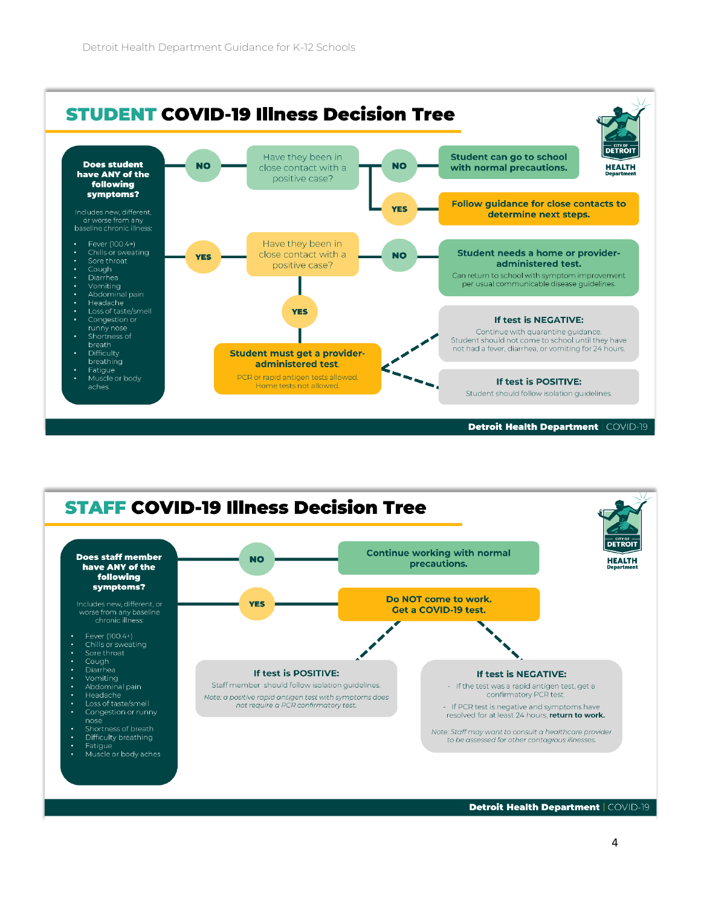## STUDENT COVID-19 Illness Decision Tree

**Does student have ANY of the following symptoms?**

Includes new, different, or worse from any baseline chronic illness:

- Fever (100.4+)
- Chills or sweating
- Sore throat
- Cough
- Diarrhea
- Vomiting
- Abdominal pain
- Headache
- Loss of taste/smell
- Congestion or runny nose
- Shortness of breath
- Difficulty breathing
- Fatigue
- Muscle or body aches

**NO** → Have they been in close contact with a positive case?

- **NO** → **Student can go to school with normal precautions.**
- **YES** → **Follow guidance for close contacts to determine next steps.**

**YES** → Have they been in close contact with a positive case?

- **NO** → **Student needs a home or provider-administered test.** Can return to school with symptom improvement per usual communicable disease guidelines.
- **YES** → **Student must get a provider-administered test.** PCR or rapid antigen tests allowed. Home tests not allowed.
  - **If test is NEGATIVE:** Continue with quarantine guidance. Student should not come to school until they have not had a fever, diarrhea, or vomiting for 24 hours.
  - **If test is POSITIVE:** Student should follow isolation guidelines.

Detroit Health Department | COVID-19

## STAFF COVID-19 Illness Decision Tree

**Does staff member have ANY of the following symptoms?**

Includes new, different, or worse from any baseline chronic illness:

- Fever (100.4+)
- Chills or sweating
- Sore throat
- Cough
- Diarrhea
- Vomiting
- Abdominal pain
- Headache
- Loss of taste/smell
- Congestion or runny nose
- Shortness of breath
- Difficulty breathing
- Fatigue
- Muscle or body aches

**NO** → **Continue working with normal precautions.**

**YES** → **Do NOT come to work. Get a COVID-19 test.**

- **If test is POSITIVE:** Staff member should follow isolation guidelines.

  *Note: a positive rapid antigen test with symptoms does not require a PCR confirmatory test.*

- **If test is NEGATIVE:**
  - If the test was a rapid antigen test, get a confirmatory PCR test.
  - If PCR test is negative and symptoms have resolved for at least 24 hours, **return to work.**

  *Note: Staff may want to consult a healthcare provider to be assessed for other contagious illnesses.*

Detroit Health Department | COVID-19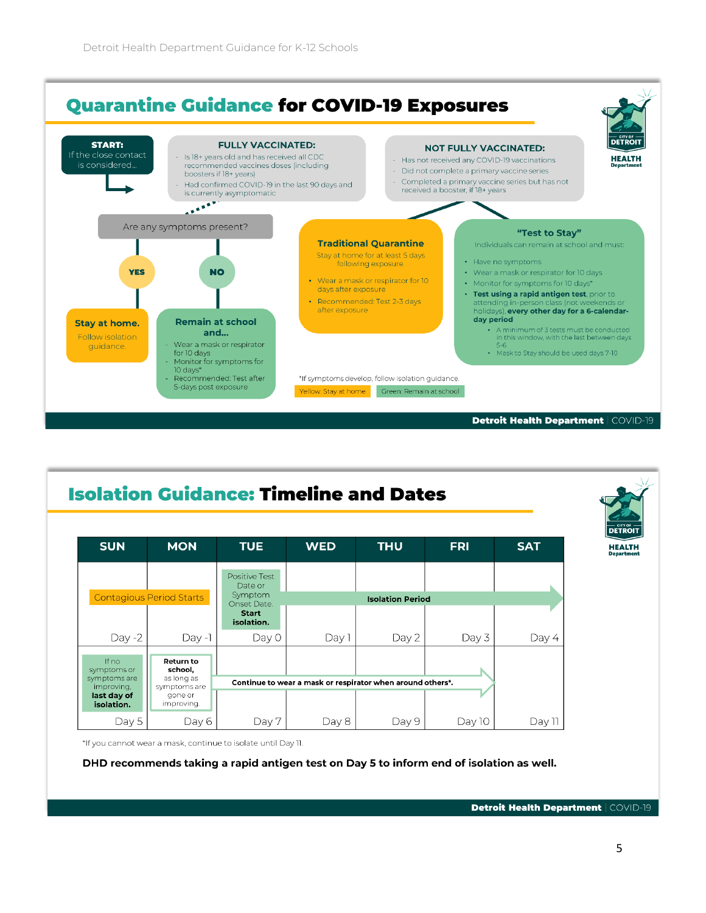# Quarantine Guidance for COVID-19 Exposures

**START:** If the close contact is considered...

**FULLY VACCINATED:**

- Is 18+ years old and has received all CDC recommended vaccines doses (including boosters if 18+ years)
- Had confirmed COVID-19 in the last 90 days and is currently asymptomatic

**Are any symptoms present?**

**YES** → **Stay at home.** Follow isolation guidance.

**NO** → **Remain at school and...**

- Wear a mask or respirator for 10 days
- Monitor for symptoms for 10 days*
- Recommended: Test after 5-days post exposure

**NOT FULLY VACCINATED:**

- Has not received any COVID-19 vaccinations
- Did not complete a primary vaccine series
- Completed a primary vaccine series but has not received a booster, if 18+ years

**Traditional Quarantine**

Stay at home for at least 5 days following exposure.

- Wear a mask or respirator for 10 days after exposure
- Recommended: Test 2-3 days after exposure

**"Test to Stay"**

Individuals can remain at school and must:

- Have no symptoms
- Wear a mask or respirator for 10 days
- Monitor for symptoms for 10 days*
- **Test using a rapid antigen test**, prior to attending in-person class (not weekends or holidays), **every other day for a 6-calendar-day period**
  - A minimum of 3 tests must be conducted in this window, with the last between days 5-6
  - Mask to Stay should be used days 7-10

*If symptoms develop, follow isolation guidance.

Yellow: Stay at home | Green: Remain at school

# Isolation Guidance: Timeline and Dates

| SUN | MON | TUE | WED | THU | FRI | SAT |
|---|---|---|---|---|---|---|
| Contagious Period Starts | | Positive Test Date or Symptom Onset Date. **Start isolation.** | **Isolation Period** → | | | |
| Day -2 | Day -1 | Day 0 | Day 1 | Day 2 | Day 3 | Day 4 |
| If no symptoms or symptoms are improving, **last day of isolation.** | **Return to school,** as long as symptoms are gone or improving. | **Continue to wear a mask or respirator when around others*.** → | | | | |
| Day 5 | Day 6 | Day 7 | Day 8 | Day 9 | Day 10 | Day 11 |

*If you cannot wear a mask, continue to isolate until Day 11.

**DHD recommends taking a rapid antigen test on Day 5 to inform end of isolation as well.**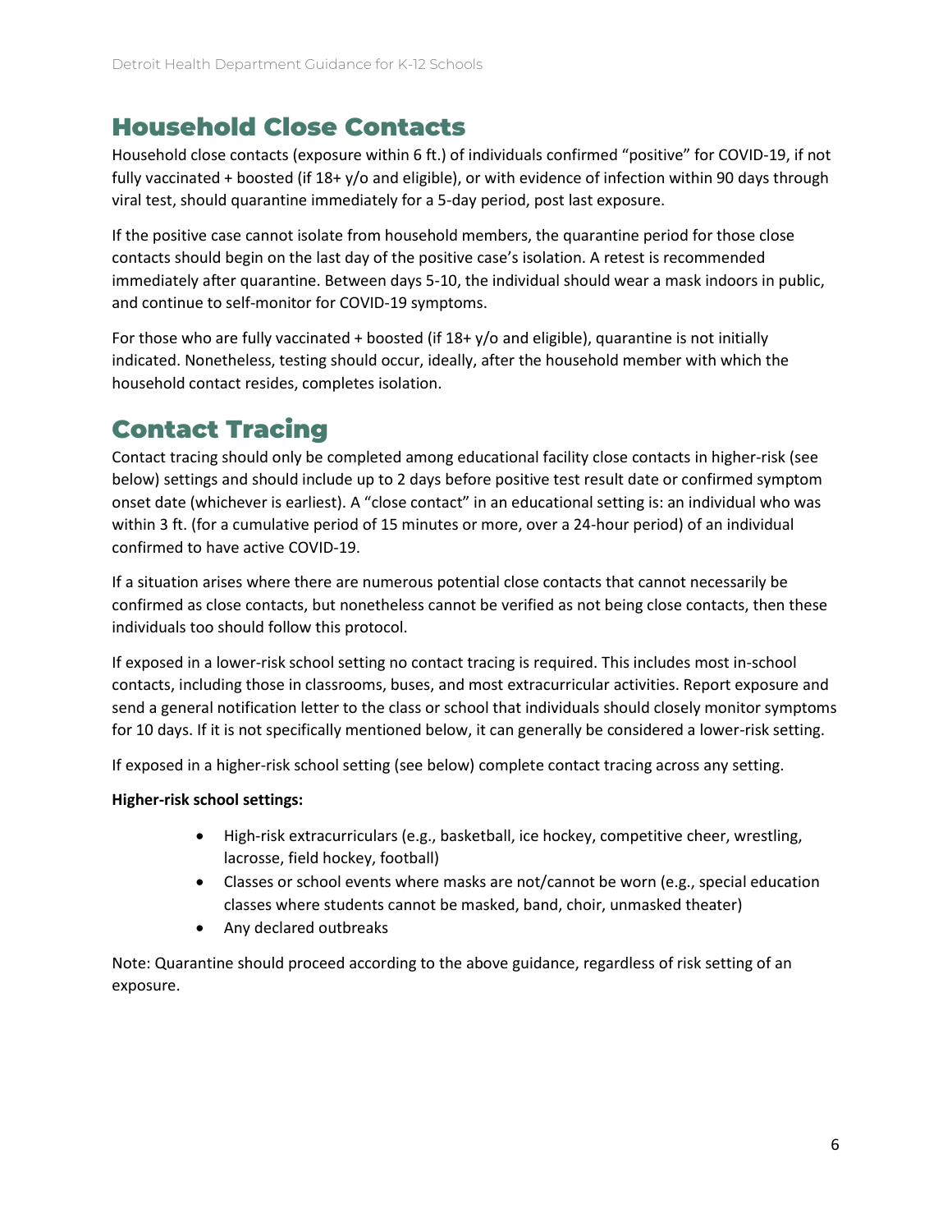## Household Close Contacts

Household close contacts (exposure within 6 ft.) of individuals confirmed "positive" for COVID-19, if not fully vaccinated + boosted (if 18+ y/o and eligible), or with evidence of infection within 90 days through viral test, should quarantine immediately for a 5-day period, post last exposure.

If the positive case cannot isolate from household members, the quarantine period for those close contacts should begin on the last day of the positive case's isolation. A retest is recommended immediately after quarantine. Between days 5-10, the individual should wear a mask indoors in public, and continue to self-monitor for COVID-19 symptoms.

For those who are fully vaccinated + boosted (if 18+ y/o and eligible), quarantine is not initially indicated. Nonetheless, testing should occur, ideally, after the household member with which the household contact resides, completes isolation.

## Contact Tracing

Contact tracing should only be completed among educational facility close contacts in higher-risk (see below) settings and should include up to 2 days before positive test result date or confirmed symptom onset date (whichever is earliest). A "close contact" in an educational setting is: an individual who was within 3 ft. (for a cumulative period of 15 minutes or more, over a 24-hour period) of an individual confirmed to have active COVID-19.

If a situation arises where there are numerous potential close contacts that cannot necessarily be confirmed as close contacts, but nonetheless cannot be verified as not being close contacts, then these individuals too should follow this protocol.

If exposed in a lower-risk school setting no contact tracing is required. This includes most in-school contacts, including those in classrooms, buses, and most extracurricular activities. Report exposure and send a general notification letter to the class or school that individuals should closely monitor symptoms for 10 days. If it is not specifically mentioned below, it can generally be considered a lower-risk setting.

If exposed in a higher-risk school setting (see below) complete contact tracing across any setting.

**Higher-risk school settings:**

- High-risk extracurriculars (e.g., basketball, ice hockey, competitive cheer, wrestling, lacrosse, field hockey, football)
- Classes or school events where masks are not/cannot be worn (e.g., special education classes where students cannot be masked, band, choir, unmasked theater)
- Any declared outbreaks

Note: Quarantine should proceed according to the above guidance, regardless of risk setting of an exposure.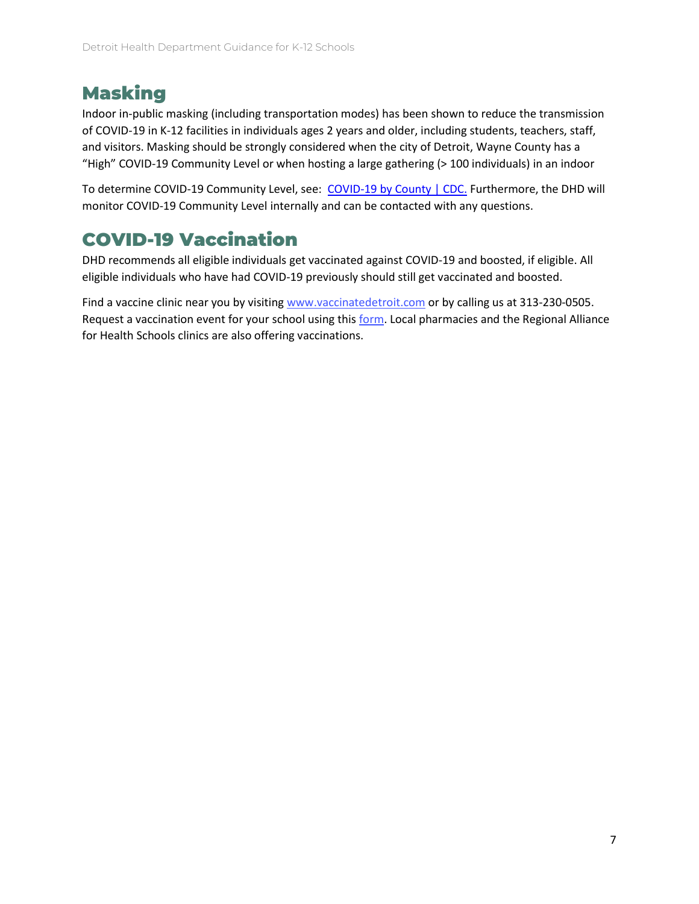## Masking

Indoor in-public masking (including transportation modes) has been shown to reduce the transmission of COVID-19 in K-12 facilities in individuals ages 2 years and older, including students, teachers, staff, and visitors. Masking should be strongly considered when the city of Detroit, Wayne County has a "High" COVID-19 Community Level or when hosting a large gathering (> 100 individuals) in an indoor

To determine COVID-19 Community Level, see: [COVID-19 by County | CDC.](COVID-19 by County | CDC.) Furthermore, the DHD will monitor COVID-19 Community Level internally and can be contacted with any questions.

## COVID-19 Vaccination

DHD recommends all eligible individuals get vaccinated against COVID-19 and boosted, if eligible. All eligible individuals who have had COVID-19 previously should still get vaccinated and boosted.

Find a vaccine clinic near you by visiting www.vaccinatedetroit.com or by calling us at 313-230-0505. Request a vaccination event for your school using this form. Local pharmacies and the Regional Alliance for Health Schools clinics are also offering vaccinations.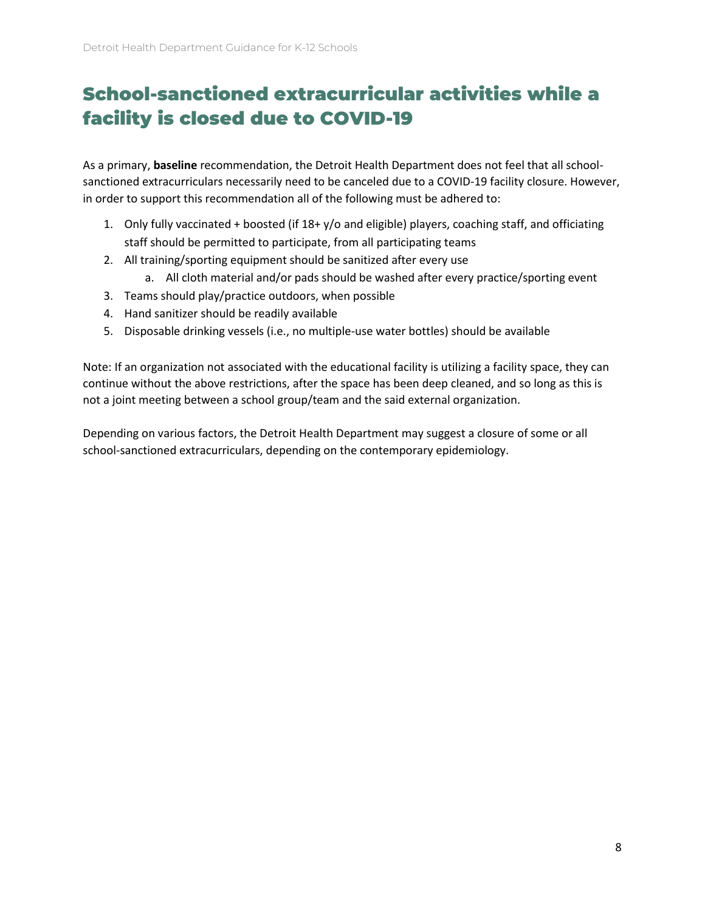# School-sanctioned extracurricular activities while a facility is closed due to COVID-19

As a primary, **baseline** recommendation, the Detroit Health Department does not feel that all school-sanctioned extracurriculars necessarily need to be canceled due to a COVID-19 facility closure. However, in order to support this recommendation all of the following must be adhered to:

1. Only fully vaccinated + boosted (if 18+ y/o and eligible) players, coaching staff, and officiating staff should be permitted to participate, from all participating teams
2. All training/sporting equipment should be sanitized after every use
    a. All cloth material and/or pads should be washed after every practice/sporting event
3. Teams should play/practice outdoors, when possible
4. Hand sanitizer should be readily available
5. Disposable drinking vessels (i.e., no multiple-use water bottles) should be available

Note: If an organization not associated with the educational facility is utilizing a facility space, they can continue without the above restrictions, after the space has been deep cleaned, and so long as this is not a joint meeting between a school group/team and the said external organization.

Depending on various factors, the Detroit Health Department may suggest a closure of some or all school-sanctioned extracurriculars, depending on the contemporary epidemiology.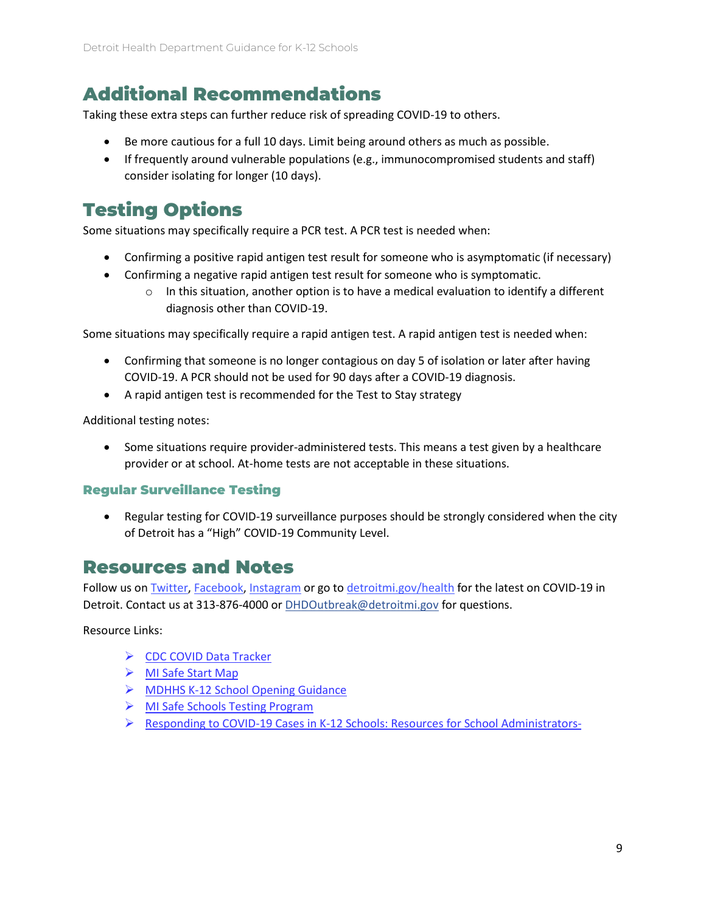## Additional Recommendations

Taking these extra steps can further reduce risk of spreading COVID-19 to others.

- Be more cautious for a full 10 days. Limit being around others as much as possible.
- If frequently around vulnerable populations (e.g., immunocompromised students and staff) consider isolating for longer (10 days).

## Testing Options

Some situations may specifically require a PCR test. A PCR test is needed when:

- Confirming a positive rapid antigen test result for someone who is asymptomatic (if necessary)
- Confirming a negative rapid antigen test result for someone who is symptomatic.
  - In this situation, another option is to have a medical evaluation to identify a different diagnosis other than COVID-19.

Some situations may specifically require a rapid antigen test. A rapid antigen test is needed when:

- Confirming that someone is no longer contagious on day 5 of isolation or later after having COVID-19. A PCR should not be used for 90 days after a COVID-19 diagnosis.
- A rapid antigen test is recommended for the Test to Stay strategy

Additional testing notes:

- Some situations require provider-administered tests. This means a test given by a healthcare provider or at school. At-home tests are not acceptable in these situations.

### Regular Surveillance Testing

- Regular testing for COVID-19 surveillance purposes should be strongly considered when the city of Detroit has a "High" COVID-19 Community Level.

## Resources and Notes

Follow us on Twitter, Facebook, Instagram or go to detroitmi.gov/health for the latest on COVID-19 in Detroit. Contact us at 313-876-4000 or DHDOutbreak@detroitmi.gov for questions.

Resource Links:

- CDC COVID Data Tracker
- MI Safe Start Map
- MDHHS K-12 School Opening Guidance
- MI Safe Schools Testing Program
- Responding to COVID-19 Cases in K-12 Schools: Resources for School Administrators-